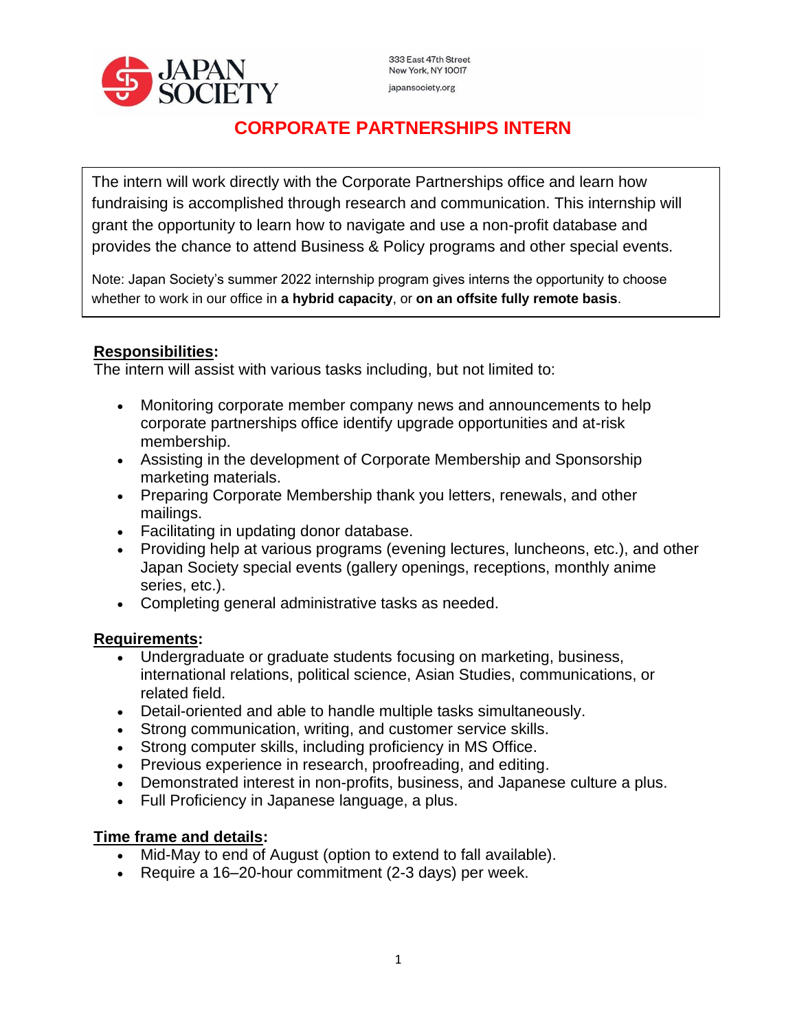JAPAN SOCIETY

333 East 47th Street
New York, NY 10017

japansociety.org

# CORPORATE PARTNERSHIPS INTERN

The intern will work directly with the Corporate Partnerships office and learn how fundraising is accomplished through research and communication. This internship will grant the opportunity to learn how to navigate and use a non-profit database and provides the chance to attend Business & Policy programs and other special events.

Note: Japan Society's summer 2022 internship program gives interns the opportunity to choose whether to work in our office in **a hybrid capacity**, or **on an offsite fully remote basis**.

## Responsibilities:

The intern will assist with various tasks including, but not limited to:

- Monitoring corporate member company news and announcements to help corporate partnerships office identify upgrade opportunities and at-risk membership.
- Assisting in the development of Corporate Membership and Sponsorship marketing materials.
- Preparing Corporate Membership thank you letters, renewals, and other mailings.
- Facilitating in updating donor database.
- Providing help at various programs (evening lectures, luncheons, etc.), and other Japan Society special events (gallery openings, receptions, monthly anime series, etc.).
- Completing general administrative tasks as needed.

## Requirements:

- Undergraduate or graduate students focusing on marketing, business, international relations, political science, Asian Studies, communications, or related field.
- Detail-oriented and able to handle multiple tasks simultaneously.
- Strong communication, writing, and customer service skills.
- Strong computer skills, including proficiency in MS Office.
- Previous experience in research, proofreading, and editing.
- Demonstrated interest in non-profits, business, and Japanese culture a plus.
- Full Proficiency in Japanese language, a plus.

## Time frame and details:

- Mid-May to end of August (option to extend to fall available).
- Require a 16–20-hour commitment (2-3 days) per week.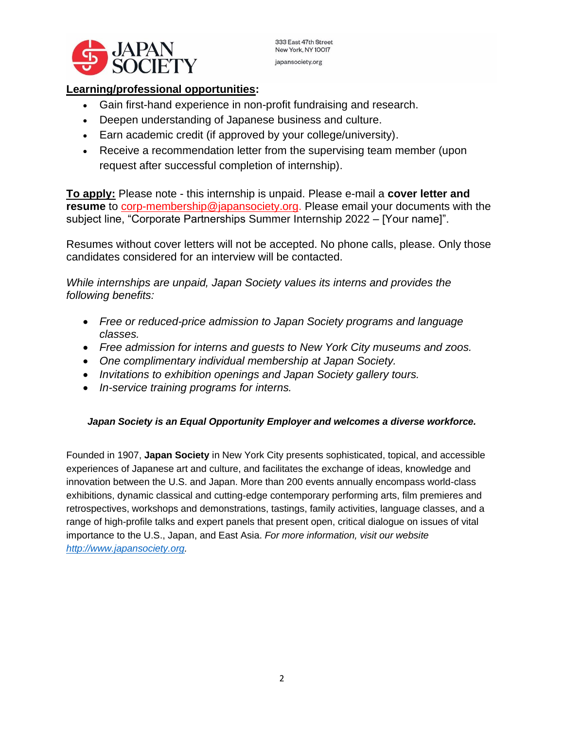333 East 47th Street
New York, NY 10017
japansociety.org

**Learning/professional opportunities:**

- Gain first-hand experience in non-profit fundraising and research.
- Deepen understanding of Japanese business and culture.
- Earn academic credit (if approved by your college/university).
- Receive a recommendation letter from the supervising team member (upon request after successful completion of internship).

**To apply:** Please note - this internship is unpaid. Please e-mail a **cover letter and resume** to corp-membership@japansociety.org. Please email your documents with the subject line, "Corporate Partnerships Summer Internship 2022 – [Your name]".

Resumes without cover letters will not be accepted. No phone calls, please. Only those candidates considered for an interview will be contacted.

*While internships are unpaid, Japan Society values its interns and provides the following benefits:*

- *Free or reduced-price admission to Japan Society programs and language classes.*
- *Free admission for interns and guests to New York City museums and zoos.*
- *One complimentary individual membership at Japan Society.*
- *Invitations to exhibition openings and Japan Society gallery tours.*
- *In-service training programs for interns.*

***Japan Society is an Equal Opportunity Employer and welcomes a diverse workforce.***

Founded in 1907, **Japan Society** in New York City presents sophisticated, topical, and accessible experiences of Japanese art and culture, and facilitates the exchange of ideas, knowledge and innovation between the U.S. and Japan. More than 200 events annually encompass world-class exhibitions, dynamic classical and cutting-edge contemporary performing arts, film premieres and retrospectives, workshops and demonstrations, tastings, family activities, language classes, and a range of high-profile talks and expert panels that present open, critical dialogue on issues of vital importance to the U.S., Japan, and East Asia. *For more information, visit our website http://www.japansociety.org.*